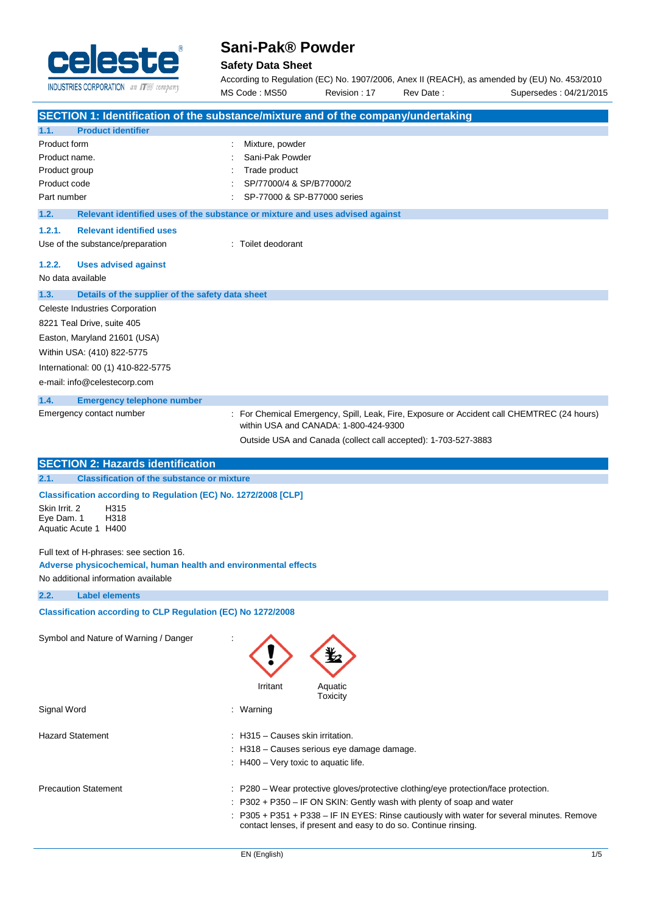# Sani-Pak® Powder

## Safety Data Sheet

According to Regulation (EC) No. 1907/2006, Anex II (REACH), as amended by (EU) No. 453/2010

MS Code : MS50 | Revision : 17 | Rev Date : | Supersedes : 04/21/2015

## SECTION 1: Identification of the substance/mixture and of the company/undertaking

### 1.1. Product identifier

| | |
|---|---|
| Product form | : Mixture, powder |
| Product name. | : Sani-Pak Powder |
| Product group | : Trade product |
| Product code | : SP/77000/4 & SP/B77000/2 |
| Part number | : SP-77000 & SP-B77000 series |

### 1.2. Relevant identified uses of the substance or mixture and uses advised against

#### 1.2.1. Relevant identified uses

Use of the substance/preparation : Toilet deodorant

#### 1.2.2. Uses advised against

No data available

### 1.3. Details of the supplier of the safety data sheet

Celeste Industries Corporation

8221 Teal Drive, suite 405

Easton, Maryland 21601 (USA)

Within USA: (410) 822-5775

International: 00 (1) 410-822-5775

e-mail: info@celestecorp.com

### 1.4. Emergency telephone number

Emergency contact number : For Chemical Emergency, Spill, Leak, Fire, Exposure or Accident call CHEMTREC (24 hours) within USA and CANADA: 1-800-424-9300

Outside USA and Canada (collect call accepted): 1-703-527-3883

## SECTION 2: Hazards identification

### 2.1. Classification of the substance or mixture

**Classification according to Regulation (EC) No. 1272/2008 [CLP]**

Skin Irrit. 2 H315
Eye Dam. 1 H318
Aquatic Acute 1 H400

Full text of H-phrases: see section 16.

**Adverse physicochemical, human health and environmental effects**

No additional information available

### 2.2. Label elements

**Classification according to CLP Regulation (EC) No 1272/2008**

Symbol and Nature of Warning / Danger :

Irritant    Aquatic Toxicity

Signal Word : Warning

Hazard Statement
: H315 – Causes skin irritation.
: H318 – Causes serious eye damage damage.
: H400 – Very toxic to aquatic life.

Precaution Statement
: P280 – Wear protective gloves/protective clothing/eye protection/face protection.
: P302 + P350 – IF ON SKIN: Gently wash with plenty of soap and water
: P305 + P351 + P338 – IF IN EYES: Rinse cautiously with water for several minutes. Remove contact lenses, if present and easy to do so. Continue rinsing.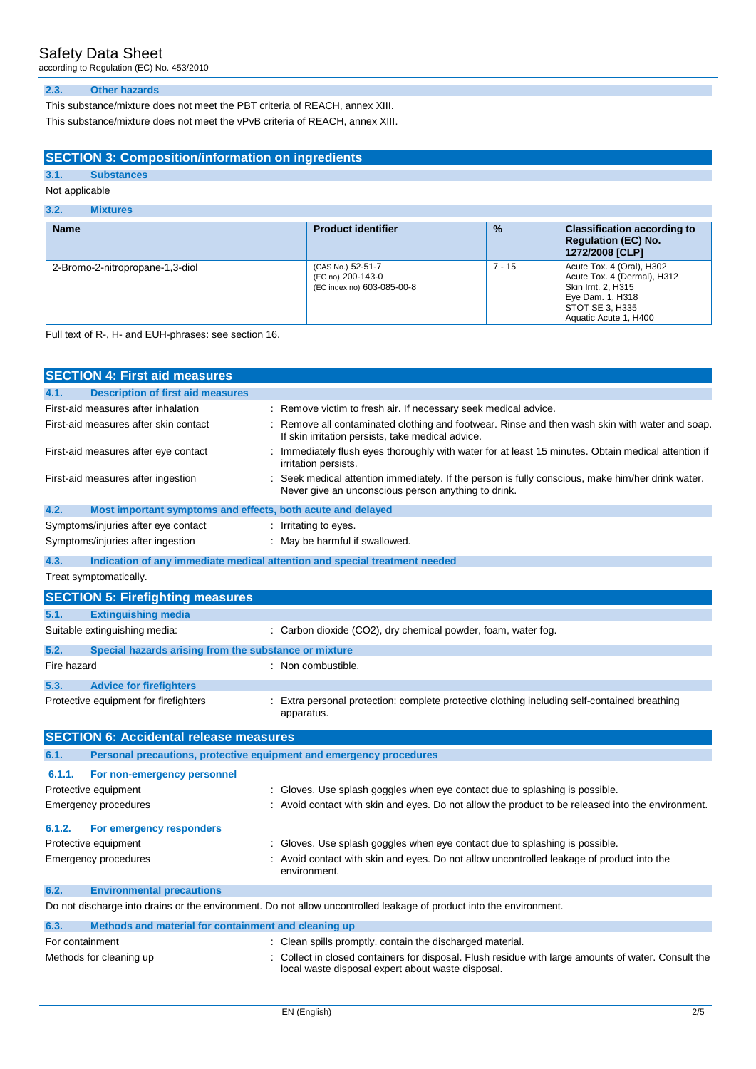### 2.3. Other hazards

This substance/mixture does not meet the PBT criteria of REACH, annex XIII.

This substance/mixture does not meet the vPvB criteria of REACH, annex XIII.

## SECTION 3: Composition/information on ingredients

### 3.1. Substances

Not applicable

### 3.2. Mixtures

| Name | Product identifier | % | Classification according to Regulation (EC) No. 1272/2008 [CLP] |
|---|---|---|---|
| 2-Bromo-2-nitropropane-1,3-diol | (CAS No.) 52-51-7<br>(EC no) 200-143-0<br>(EC index no) 603-085-00-8 | 7 - 15 | Acute Tox. 4 (Oral), H302<br>Acute Tox. 4 (Dermal), H312<br>Skin Irrit. 2, H315<br>Eye Dam. 1, H318<br>STOT SE 3, H335<br>Aquatic Acute 1, H400 |

Full text of R-, H- and EUH-phrases: see section 16.

## SECTION 4: First aid measures

### 4.1. Description of first aid measures

First-aid measures after inhalation : Remove victim to fresh air. If necessary seek medical advice.

First-aid measures after skin contact : Remove all contaminated clothing and footwear. Rinse and then wash skin with water and soap. If skin irritation persists, take medical advice.

First-aid measures after eye contact : Immediately flush eyes thoroughly with water for at least 15 minutes. Obtain medical attention if irritation persists.

First-aid measures after ingestion : Seek medical attention immediately. If the person is fully conscious, make him/her drink water. Never give an unconscious person anything to drink.

### 4.2. Most important symptoms and effects, both acute and delayed

Symptoms/injuries after eye contact : Irritating to eyes.

Symptoms/injuries after ingestion : May be harmful if swallowed.

### 4.3. Indication of any immediate medical attention and special treatment needed

Treat symptomatically.

## SECTION 5: Firefighting measures

### 5.1. Extinguishing media

Suitable extinguishing media: : Carbon dioxide (CO2), dry chemical powder, foam, water fog.

### 5.2. Special hazards arising from the substance or mixture

Fire hazard : Non combustible.

### 5.3. Advice for firefighters

Protective equipment for firefighters : Extra personal protection: complete protective clothing including self-contained breathing apparatus.

## SECTION 6: Accidental release measures

### 6.1. Personal precautions, protective equipment and emergency procedures

#### 6.1.1. For non-emergency personnel

Protective equipment : Gloves. Use splash goggles when eye contact due to splashing is possible.

Emergency procedures : Avoid contact with skin and eyes. Do not allow the product to be released into the environment.

#### 6.1.2. For emergency responders

Protective equipment : Gloves. Use splash goggles when eye contact due to splashing is possible.

Emergency procedures : Avoid contact with skin and eyes. Do not allow uncontrolled leakage of product into the environment.

### 6.2. Environmental precautions

Do not discharge into drains or the environment. Do not allow uncontrolled leakage of product into the environment.

### 6.3. Methods and material for containment and cleaning up

For containment : Clean spills promptly. contain the discharged material.

Methods for cleaning up : Collect in closed containers for disposal. Flush residue with large amounts of water. Consult the local waste disposal expert about waste disposal.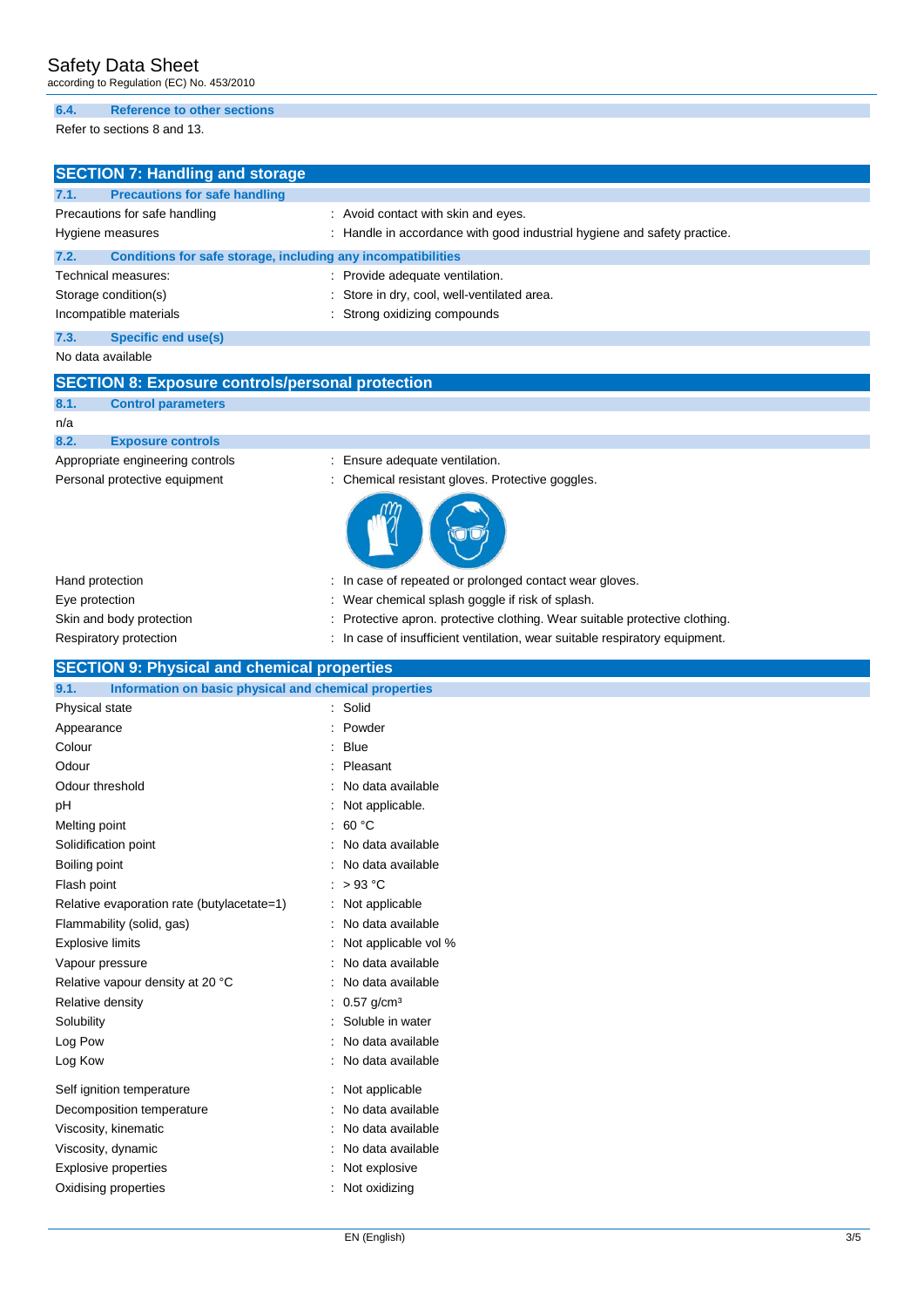### 6.4. Reference to other sections

Refer to sections 8 and 13.

## SECTION 7: Handling and storage

### 7.1. Precautions for safe handling

| | |
|---|---|
| Precautions for safe handling | : Avoid contact with skin and eyes. |
| Hygiene measures | : Handle in accordance with good industrial hygiene and safety practice. |

### 7.2. Conditions for safe storage, including any incompatibilities

| | |
|---|---|
| Technical measures: | : Provide adequate ventilation. |
| Storage condition(s) | : Store in dry, cool, well-ventilated area. |
| Incompatible materials | : Strong oxidizing compounds |

### 7.3. Specific end use(s)

No data available

## SECTION 8: Exposure controls/personal protection

### 8.1. Control parameters

n/a

### 8.2. Exposure controls

| | |
|---|---|
| Appropriate engineering controls | : Ensure adequate ventilation. |
| Personal protective equipment | : Chemical resistant gloves. Protective goggles. |
| Hand protection | : In case of repeated or prolonged contact wear gloves. |
| Eye protection | : Wear chemical splash goggle if risk of splash. |
| Skin and body protection | : Protective apron. protective clothing. Wear suitable protective clothing. |
| Respiratory protection | : In case of insufficient ventilation, wear suitable respiratory equipment. |

## SECTION 9: Physical and chemical properties

### 9.1. Information on basic physical and chemical properties

| | |
|---|---|
| Physical state | : Solid |
| Appearance | : Powder |
| Colour | : Blue |
| Odour | : Pleasant |
| Odour threshold | : No data available |
| pH | : Not applicable. |
| Melting point | : 60 °C |
| Solidification point | : No data available |
| Boiling point | : No data available |
| Flash point | : > 93 °C |
| Relative evaporation rate (butylacetate=1) | : Not applicable |
| Flammability (solid, gas) | : No data available |
| Explosive limits | : Not applicable vol % |
| Vapour pressure | : No data available |
| Relative vapour density at 20 °C | : No data available |
| Relative density | : 0.57 g/cm³ |
| Solubility | : Soluble in water |
| Log Pow | : No data available |
| Log Kow | : No data available |
| Self ignition temperature | : Not applicable |
| Decomposition temperature | : No data available |
| Viscosity, kinematic | : No data available |
| Viscosity, dynamic | : No data available |
| Explosive properties | : Not explosive |
| Oxidising properties | : Not oxidizing |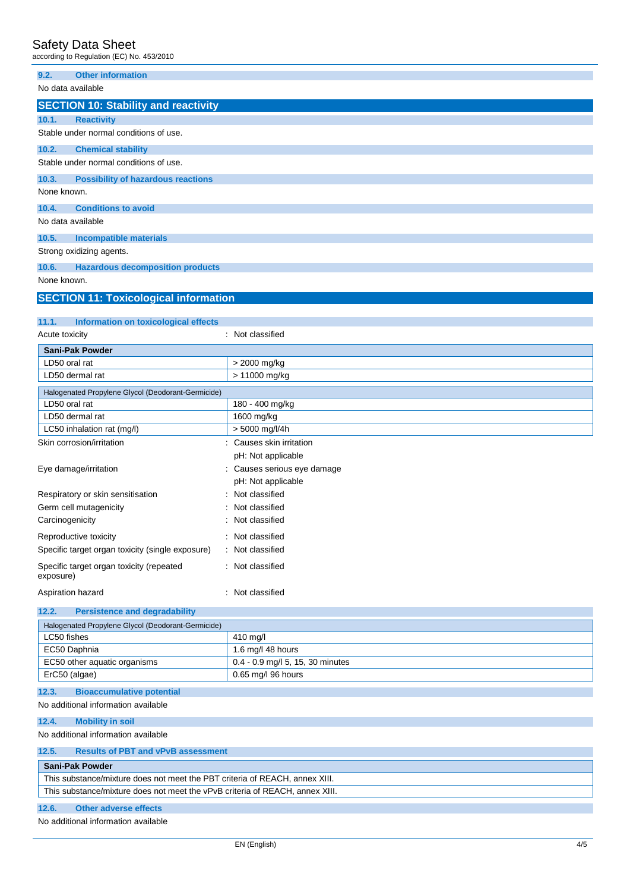### 9.2. Other information

No data available

## SECTION 10: Stability and reactivity

### 10.1. Reactivity

Stable under normal conditions of use.

### 10.2. Chemical stability

Stable under normal conditions of use.

### 10.3. Possibility of hazardous reactions

None known.

### 10.4. Conditions to avoid

No data available

### 10.5. Incompatible materials

Strong oxidizing agents.

### 10.6. Hazardous decomposition products

None known.

## SECTION 11: Toxicological information

### 11.1. Information on toxicological effects

Acute toxicity : Not classified

| Sani-Pak Powder | |
|---|---|
| LD50 oral rat | > 2000 mg/kg |
| LD50 dermal rat | > 11000 mg/kg |

| Halogenated Propylene Glycol (Deodorant-Germicide) | |
|---|---|
| LD50 oral rat | 180 - 400 mg/kg |
| LD50 dermal rat | 1600 mg/kg |
| LC50 inhalation rat (mg/l) | > 5000 mg/l/4h |

Skin corrosion/irritation : Causes skin irritation
pH: Not applicable

Eye damage/irritation : Causes serious eye damage
pH: Not applicable

Respiratory or skin sensitisation : Not classified

Germ cell mutagenicity : Not classified

Carcinogenicity : Not classified

Reproductive toxicity : Not classified

Specific target organ toxicity (single exposure) : Not classified

Specific target organ toxicity (repeated exposure) : Not classified

Aspiration hazard : Not classified

### 12.2. Persistence and degradability

| Halogenated Propylene Glycol (Deodorant-Germicide) | |
|---|---|
| LC50 fishes | 410 mg/l |
| EC50 Daphnia | 1.6 mg/l 48 hours |
| EC50 other aquatic organisms | 0.4 - 0.9 mg/l 5, 15, 30 minutes |
| ErC50 (algae) | 0.65 mg/l 96 hours |

### 12.3. Bioaccumulative potential

No additional information available

### 12.4. Mobility in soil

No additional information available

### 12.5. Results of PBT and vPvB assessment

| Sani-Pak Powder |
|---|
| This substance/mixture does not meet the PBT criteria of REACH, annex XIII. |
| This substance/mixture does not meet the vPvB criteria of REACH, annex XIII. |

### 12.6. Other adverse effects

No additional information available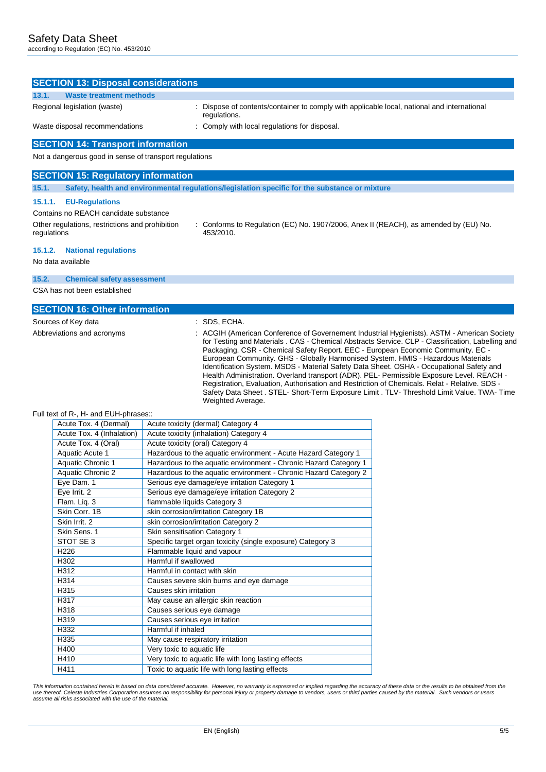## SECTION 13: Disposal considerations

### 13.1. Waste treatment methods

Regional legislation (waste) : Dispose of contents/container to comply with applicable local, national and international regulations.

Waste disposal recommendations : Comply with local regulations for disposal.

## SECTION 14: Transport information

Not a dangerous good in sense of transport regulations

## SECTION 15: Regulatory information

### 15.1. Safety, health and environmental regulations/legislation specific for the substance or mixture

#### 15.1.1. EU-Regulations

Contains no REACH candidate substance

Other regulations, restrictions and prohibition regulations : Conforms to Regulation (EC) No. 1907/2006, Anex II (REACH), as amended by (EU) No. 453/2010.

#### 15.1.2. National regulations

No data available

### 15.2. Chemical safety assessment

CSA has not been established

## SECTION 16: Other information

Sources of Key data : SDS, ECHA.

Abbreviations and acronyms : ACGIH (American Conference of Governement Industrial Hygienists). ASTM - American Society for Testing and Materials . CAS - Chemical Abstracts Service. CLP - Classification, Labelling and Packaging. CSR - Chemical Safety Report. EEC - European Economic Community. EC - European Community. GHS - Globally Harmonised System. HMIS - Hazardous Materials Identification System. MSDS - Material Safety Data Sheet. OSHA - Occupational Safety and Health Administration. Overland transport (ADR). PEL- Permissible Exposure Level. REACH - Registration, Evaluation, Authorisation and Restriction of Chemicals. Relat - Relative. SDS - Safety Data Sheet . STEL- Short-Term Exposure Limit . TLV- Threshold Limit Value. TWA- Time Weighted Average.

Full text of R-, H- and EUH-phrases::

| | |
|---|---|
| Acute Tox. 4 (Dermal) | Acute toxicity (dermal) Category 4 |
| Acute Tox. 4 (Inhalation) | Acute toxicity (inhalation) Category 4 |
| Acute Tox. 4 (Oral) | Acute toxicity (oral) Category 4 |
| Aquatic Acute 1 | Hazardous to the aquatic environment - Acute Hazard Category 1 |
| Aquatic Chronic 1 | Hazardous to the aquatic environment - Chronic Hazard Category 1 |
| Aquatic Chronic 2 | Hazardous to the aquatic environment - Chronic Hazard Category 2 |
| Eye Dam. 1 | Serious eye damage/eye irritation Category 1 |
| Eye Irrit. 2 | Serious eye damage/eye irritation Category 2 |
| Flam. Liq. 3 | flammable liquids Category 3 |
| Skin Corr. 1B | skin corrosion/irritation Category 1B |
| Skin Irrit. 2 | skin corrosion/irritation Category 2 |
| Skin Sens. 1 | Skin sensitisation Category 1 |
| STOT SE 3 | Specific target organ toxicity (single exposure) Category 3 |
| H226 | Flammable liquid and vapour |
| H302 | Harmful if swallowed |
| H312 | Harmful in contact with skin |
| H314 | Causes severe skin burns and eye damage |
| H315 | Causes skin irritation |
| H317 | May cause an allergic skin reaction |
| H318 | Causes serious eye damage |
| H319 | Causes serious eye irritation |
| H332 | Harmful if inhaled |
| H335 | May cause respiratory irritation |
| H400 | Very toxic to aquatic life |
| H410 | Very toxic to aquatic life with long lasting effects |
| H411 | Toxic to aquatic life with long lasting effects |

*This information contained herein is based on data considered accurate. However, no warranty is expressed or implied regarding the accuracy of these data or the results to be obtained from the use thereof. Celeste Industries Corporation assumes no responsibility for personal injury or property damage to vendors, users or third parties caused by the material. Such vendors or users assume all risks associated with the use of the material.*